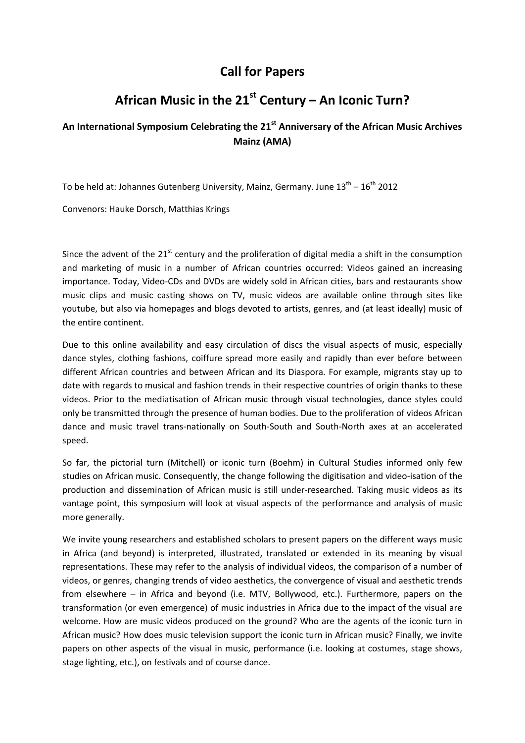# Call for Papers

# African Music in the 21st Century – An Iconic Turn?

### An International Symposium Celebrating the 21st Anniversary of the African Music Archives Mainz (AMA)

To be held at: Johannes Gutenberg University, Mainz, Germany. June 13th – 16th 2012

Convenors: Hauke Dorsch, Matthias Krings

Since the advent of the 21st century and the proliferation of digital media a shift in the consumption and marketing of music in a number of African countries occurred: Videos gained an increasing importance. Today, Video-CDs and DVDs are widely sold in African cities, bars and restaurants show music clips and music casting shows on TV, music videos are available online through sites like youtube, but also via homepages and blogs devoted to artists, genres, and (at least ideally) music of the entire continent.

Due to this online availability and easy circulation of discs the visual aspects of music, especially dance styles, clothing fashions, coiffure spread more easily and rapidly than ever before between different African countries and between African and its Diaspora. For example, migrants stay up to date with regards to musical and fashion trends in their respective countries of origin thanks to these videos. Prior to the mediatisation of African music through visual technologies, dance styles could only be transmitted through the presence of human bodies. Due to the proliferation of videos African dance and music travel trans-nationally on South-South and South-North axes at an accelerated speed.

So far, the pictorial turn (Mitchell) or iconic turn (Boehm) in Cultural Studies informed only few studies on African music. Consequently, the change following the digitisation and video-isation of the production and dissemination of African music is still under-researched. Taking music videos as its vantage point, this symposium will look at visual aspects of the performance and analysis of music more generally.

We invite young researchers and established scholars to present papers on the different ways music in Africa (and beyond) is interpreted, illustrated, translated or extended in its meaning by visual representations. These may refer to the analysis of individual videos, the comparison of a number of videos, or genres, changing trends of video aesthetics, the convergence of visual and aesthetic trends from elsewhere – in Africa and beyond (i.e. MTV, Bollywood, etc.). Furthermore, papers on the transformation (or even emergence) of music industries in Africa due to the impact of the visual are welcome. How are music videos produced on the ground? Who are the agents of the iconic turn in African music? How does music television support the iconic turn in African music? Finally, we invite papers on other aspects of the visual in music, performance (i.e. looking at costumes, stage shows, stage lighting, etc.), on festivals and of course dance.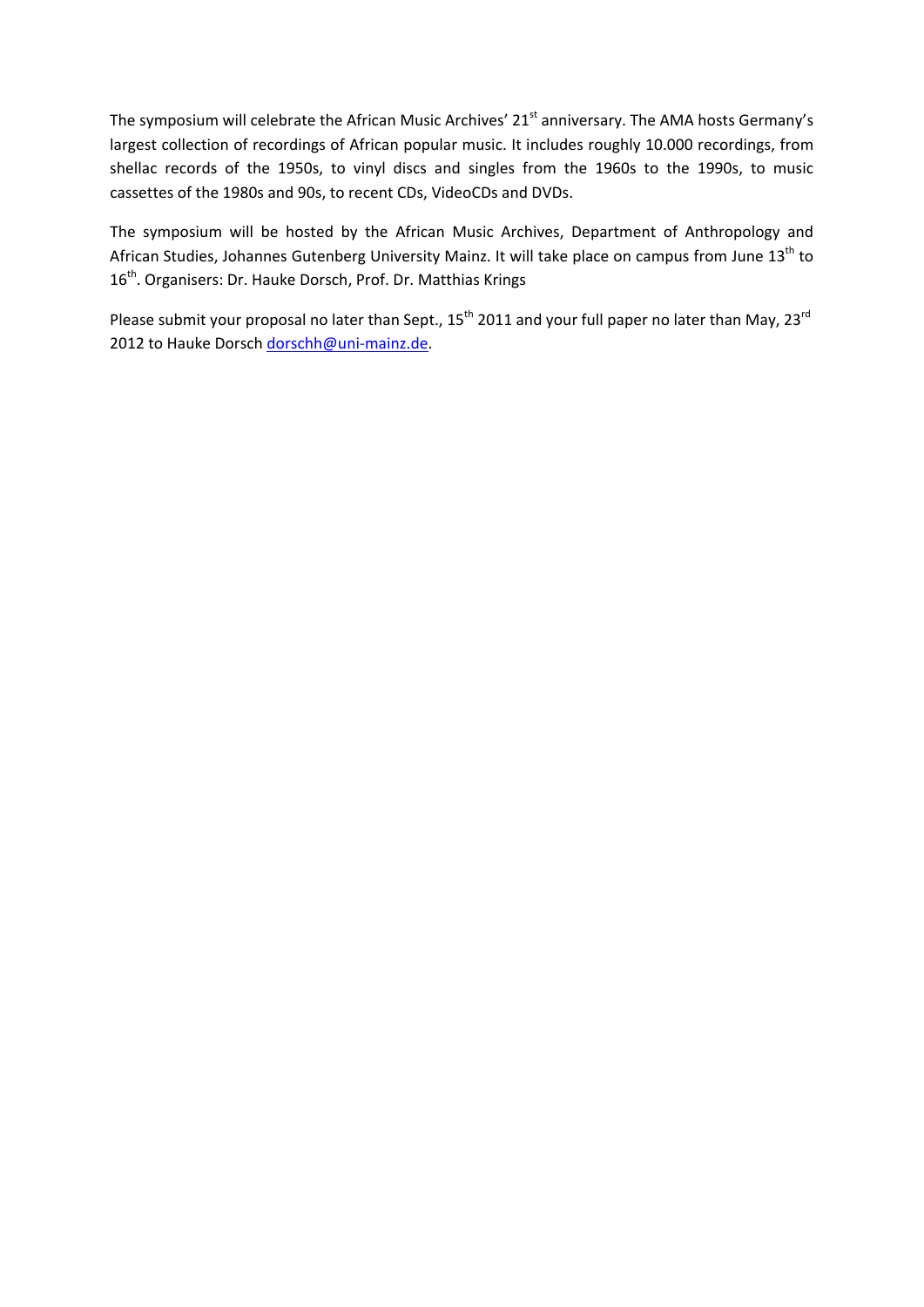The symposium will celebrate the African Music Archives' 21st anniversary. The AMA hosts Germany's largest collection of recordings of African popular music. It includes roughly 10.000 recordings, from shellac records of the 1950s, to vinyl discs and singles from the 1960s to the 1990s, to music cassettes of the 1980s and 90s, to recent CDs, VideoCDs and DVDs.

The symposium will be hosted by the African Music Archives, Department of Anthropology and African Studies, Johannes Gutenberg University Mainz. It will take place on campus from June 13th to 16th. Organisers: Dr. Hauke Dorsch, Prof. Dr. Matthias Krings

Please submit your proposal no later than Sept., 15th 2011 and your full paper no later than May, 23rd 2012 to Hauke Dorsch dorschh@uni-mainz.de.